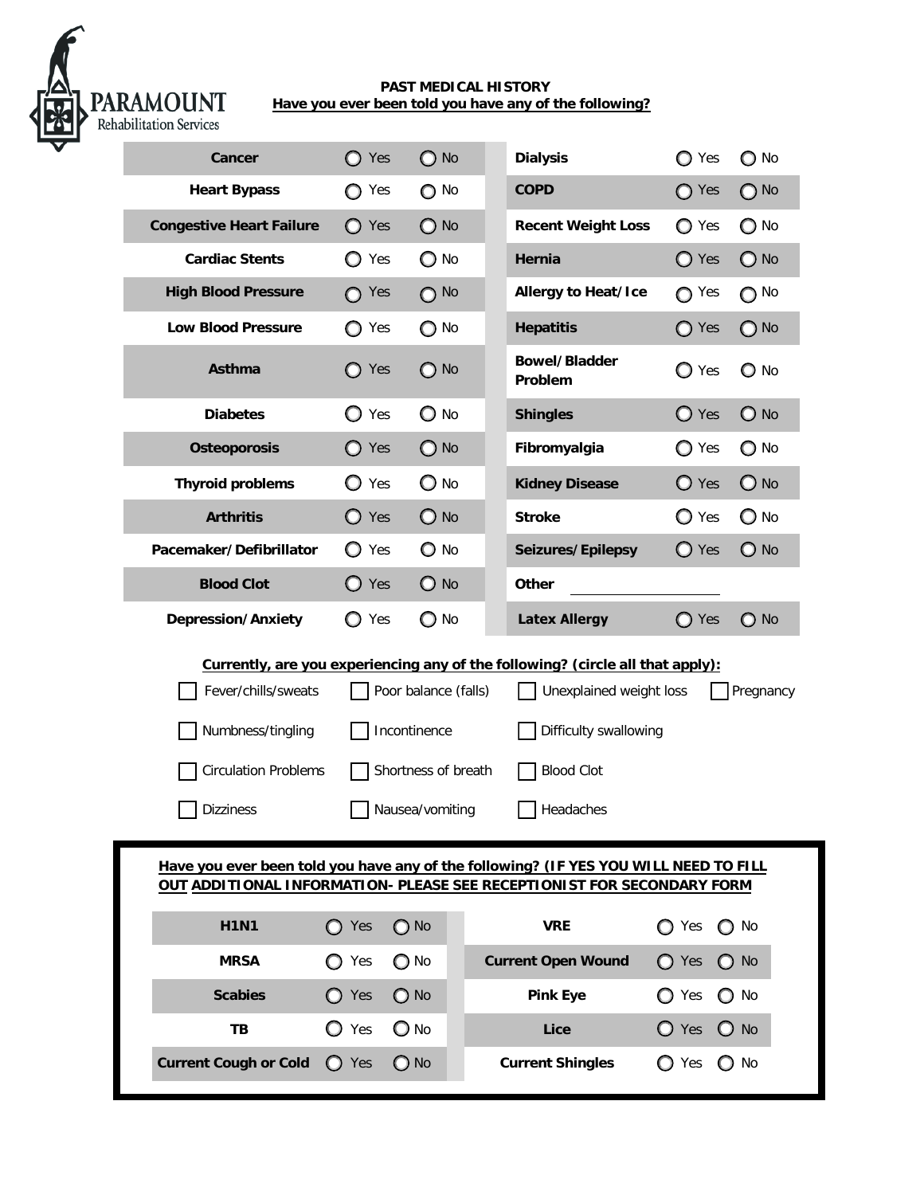PARAMOUNT
Rehabilitation Services

## PAST MEDICAL HISTORY

**Have you ever been told you have any of the following?**

| Condition | Yes | No | Condition | Yes | No |
|---|---|---|---|---|---|
| **Cancer** | ◯ Yes | ◯ No | **Dialysis** | ◯ Yes | ◯ No |
| **Heart Bypass** | ◯ Yes | ◯ No | **COPD** | ◯ Yes | ◯ No |
| **Congestive Heart Failure** | ◯ Yes | ◯ No | **Recent Weight Loss** | ◯ Yes | ◯ No |
| **Cardiac Stents** | ◯ Yes | ◯ No | **Hernia** | ◯ Yes | ◯ No |
| **High Blood Pressure** | ◯ Yes | ◯ No | **Allergy to Heat/Ice** | ◯ Yes | ◯ No |
| **Low Blood Pressure** | ◯ Yes | ◯ No | **Hepatitis** | ◯ Yes | ◯ No |
| **Asthma** | ◯ Yes | ◯ No | **Bowel/Bladder Problem** | ◯ Yes | ◯ No |
| **Diabetes** | ◯ Yes | ◯ No | **Shingles** | ◯ Yes | ◯ No |
| **Osteoporosis** | ◯ Yes | ◯ No | **Fibromyalgia** | ◯ Yes | ◯ No |
| **Thyroid problems** | ◯ Yes | ◯ No | **Kidney Disease** | ◯ Yes | ◯ No |
| **Arthritis** | ◯ Yes | ◯ No | **Stroke** | ◯ Yes | ◯ No |
| **Pacemaker/Defibrillator** | ◯ Yes | ◯ No | **Seizures/Epilepsy** | ◯ Yes | ◯ No |
| **Blood Clot** | ◯ Yes | ◯ No | **Other** ____________ | | |
| **Depression/Anxiety** | ◯ Yes | ◯ No | **Latex Allergy** | ◯ Yes | ◯ No |

**Currently, are you experiencing any of the following? (circle all that apply):**

- ☐ Fever/chills/sweats
- ☐ Poor balance (falls)
- ☐ Unexplained weight loss
- ☐ Pregnancy
- ☐ Numbness/tingling
- ☐ Incontinence
- ☐ Difficulty swallowing
- ☐ Circulation Problems
- ☐ Shortness of breath
- ☐ Blood Clot
- ☐ Dizziness
- ☐ Nausea/vomiting
- ☐ Headaches

**Have you ever been told you have any of the following? (IF YES YOU WILL NEED TO FILL OUT ADDITIONAL INFORMATION- PLEASE SEE RECEPTIONIST FOR SECONDARY FORM**

| Condition | Yes | No | Condition | Yes | No |
|---|---|---|---|---|---|
| **H1N1** | ◯ Yes | ◯ No | **VRE** | ◯ Yes | ◯ No |
| **MRSA** | ◯ Yes | ◯ No | **Current Open Wound** | ◯ Yes | ◯ No |
| **Scabies** | ◯ Yes | ◯ No | **Pink Eye** | ◯ Yes | ◯ No |
| **TB** | ◯ Yes | ◯ No | **Lice** | ◯ Yes | ◯ No |
| **Current Cough or Cold** | ◯ Yes | ◯ No | **Current Shingles** | ◯ Yes | ◯ No |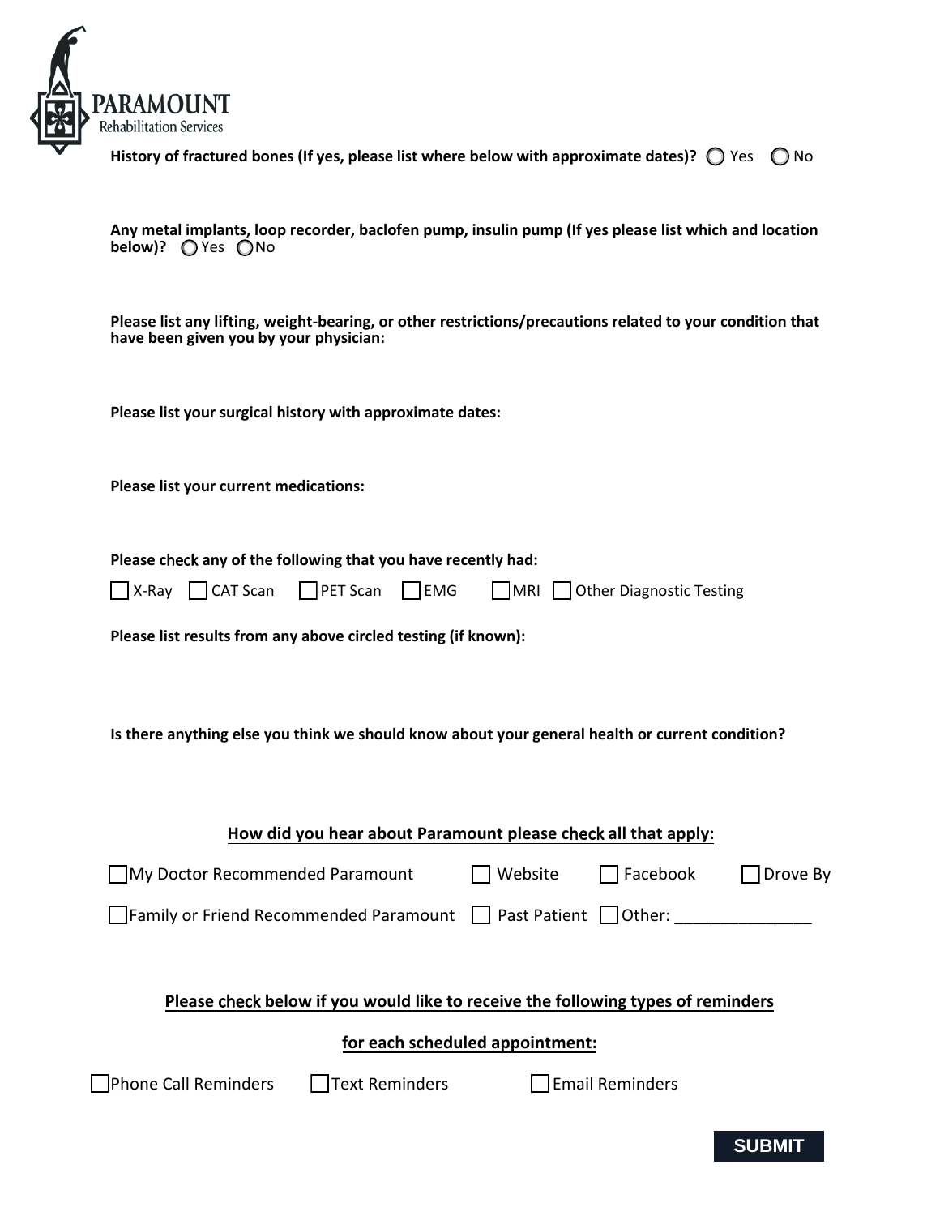PARAMOUNT
Rehabilitation Services

**History of fractured bones (If yes, please list where below with approximate dates)?** ◯ Yes ◯ No

**Any metal implants, loop recorder, baclofen pump, insulin pump (If yes please list which and location below)?** ◯ Yes ◯ No

**Please list any lifting, weight-bearing, or other restrictions/precautions related to your condition that have been given you by your physician:**

**Please list your surgical history with approximate dates:**

**Please list your current medications:**

**Please check any of the following that you have recently had:**

☐ X-Ray ☐ CAT Scan ☐ PET Scan ☐ EMG ☐ MRI ☐ Other Diagnostic Testing

**Please list results from any above circled testing (if known):**

**Is there anything else you think we should know about your general health or current condition?**

**<u>How did you hear about Paramount please check all that apply:</u>**

☐ My Doctor Recommended Paramount ☐ Website ☐ Facebook ☐ Drove By

☐ Family or Friend Recommended Paramount ☐ Past Patient ☐ Other: _______________

**<u>Please check below if you would like to receive the following types of reminders</u>**

**<u>for each scheduled appointment:</u>**

☐ Phone Call Reminders ☐ Text Reminders ☐ Email Reminders

SUBMIT